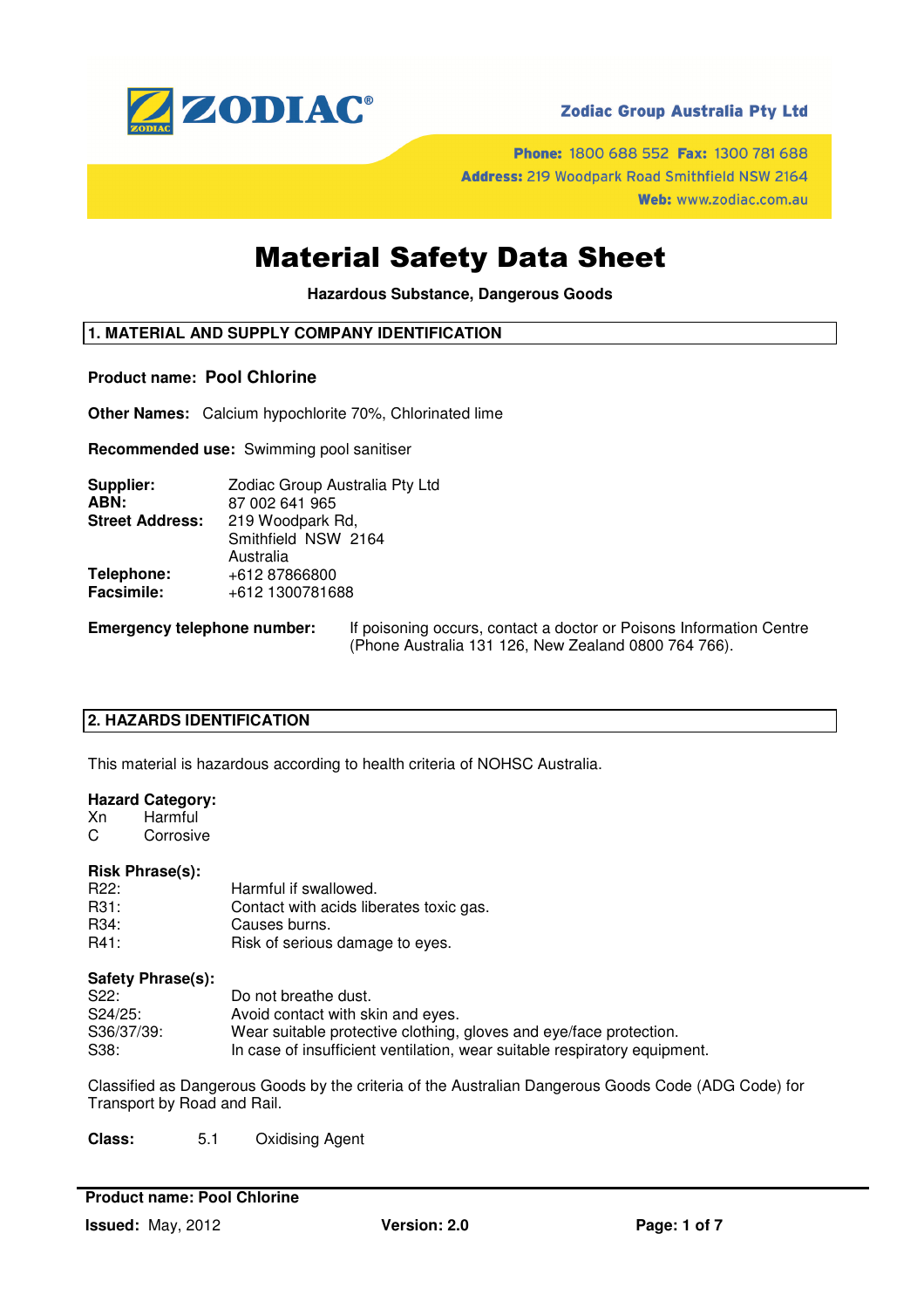ZODIAC®

**Zodiac Group Australia Pty Ltd**

**Phone:** 1800 688 552 **Fax:** 1300 781 688
**Address:** 219 Woodpark Road Smithfield NSW 2164
**Web:** www.zodiac.com.au

# Material Safety Data Sheet

**Hazardous Substance, Dangerous Goods**

## 1. MATERIAL AND SUPPLY COMPANY IDENTIFICATION

**Product name: Pool Chlorine**

**Other Names:** Calcium hypochlorite 70%, Chlorinated lime

**Recommended use:** Swimming pool sanitiser

**Supplier:** Zodiac Group Australia Pty Ltd
**ABN:** 87 002 641 965
**Street Address:** 219 Woodpark Rd,
Smithfield NSW 2164
Australia
**Telephone:** +612 87866800
**Facsimile:** +612 1300781688

**Emergency telephone number:** If poisoning occurs, contact a doctor or Poisons Information Centre (Phone Australia 131 126, New Zealand 0800 764 766).

## 2. HAZARDS IDENTIFICATION

This material is hazardous according to health criteria of NOHSC Australia.

**Hazard Category:**
Xn Harmful
C Corrosive

**Risk Phrase(s):**

| | |
|---|---|
| R22: | Harmful if swallowed. |
| R31: | Contact with acids liberates toxic gas. |
| R34: | Causes burns. |
| R41: | Risk of serious damage to eyes. |

**Safety Phrase(s):**

| | |
|---|---|
| S22: | Do not breathe dust. |
| S24/25: | Avoid contact with skin and eyes. |
| S36/37/39: | Wear suitable protective clothing, gloves and eye/face protection. |
| S38: | In case of insufficient ventilation, wear suitable respiratory equipment. |

Classified as Dangerous Goods by the criteria of the Australian Dangerous Goods Code (ADG Code) for Transport by Road and Rail.

**Class:** 5.1 Oxidising Agent

**Product name: Pool Chlorine**

**Issued:** May, 2012 **Version: 2.0**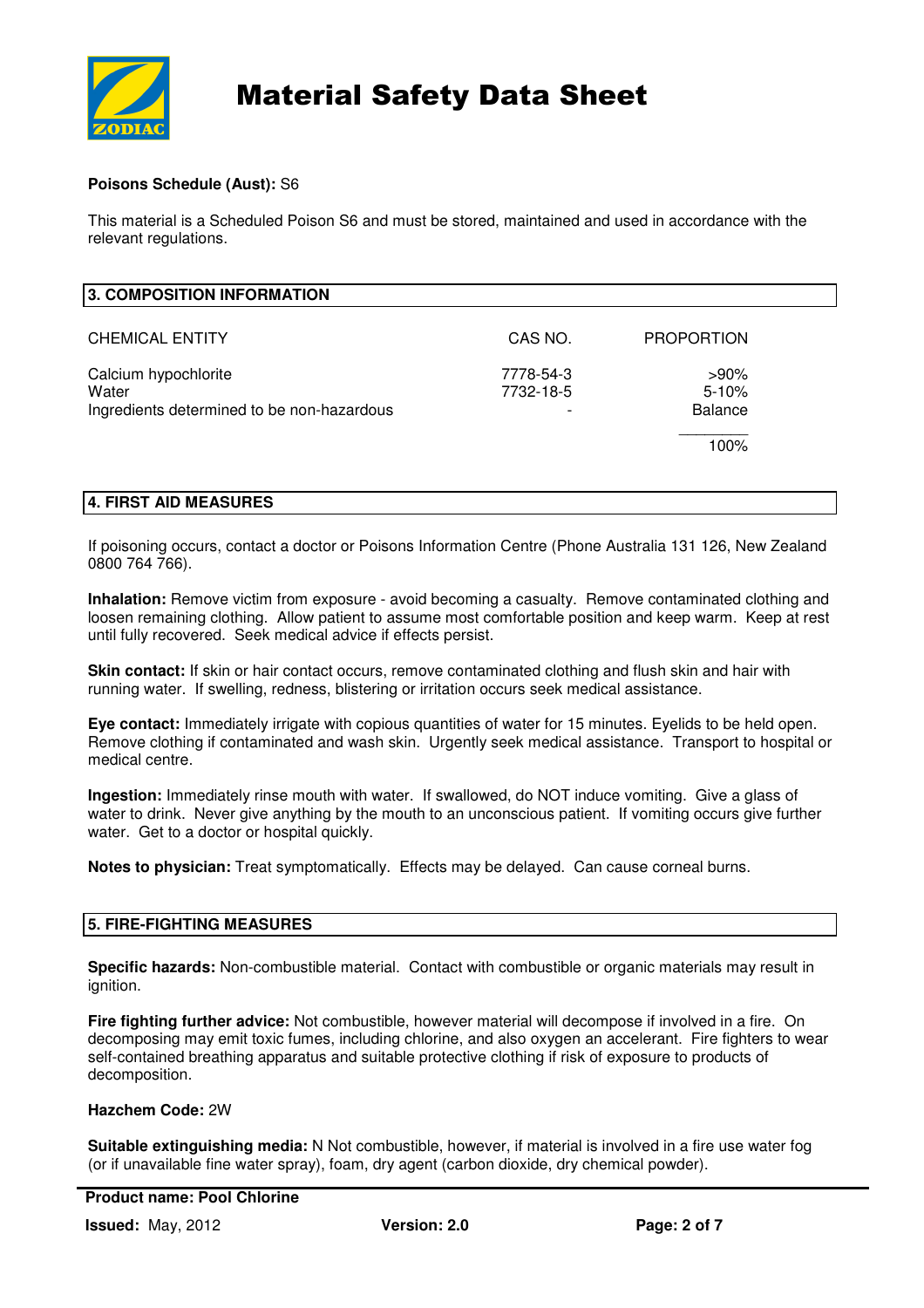**Poisons Schedule (Aust):** S6

This material is a Scheduled Poison S6 and must be stored, maintained and used in accordance with the relevant regulations.

## 3. COMPOSITION INFORMATION

| CHEMICAL ENTITY | CAS NO. | PROPORTION |
|---|---|---|
| Calcium hypochlorite | 7778-54-3 | >90% |
| Water | 7732-18-5 | 5-10% |
| Ingredients determined to be non-hazardous | - | Balance |
| | | 100% |

## 4. FIRST AID MEASURES

If poisoning occurs, contact a doctor or Poisons Information Centre (Phone Australia 131 126, New Zealand 0800 764 766).

**Inhalation:** Remove victim from exposure - avoid becoming a casualty. Remove contaminated clothing and loosen remaining clothing. Allow patient to assume most comfortable position and keep warm. Keep at rest until fully recovered. Seek medical advice if effects persist.

**Skin contact:** If skin or hair contact occurs, remove contaminated clothing and flush skin and hair with running water. If swelling, redness, blistering or irritation occurs seek medical assistance.

**Eye contact:** Immediately irrigate with copious quantities of water for 15 minutes. Eyelids to be held open. Remove clothing if contaminated and wash skin. Urgently seek medical assistance. Transport to hospital or medical centre.

**Ingestion:** Immediately rinse mouth with water. If swallowed, do NOT induce vomiting. Give a glass of water to drink. Never give anything by the mouth to an unconscious patient. If vomiting occurs give further water. Get to a doctor or hospital quickly.

**Notes to physician:** Treat symptomatically. Effects may be delayed. Can cause corneal burns.

## 5. FIRE-FIGHTING MEASURES

**Specific hazards:** Non-combustible material. Contact with combustible or organic materials may result in ignition.

**Fire fighting further advice:** Not combustible, however material will decompose if involved in a fire. On decomposing may emit toxic fumes, including chlorine, and also oxygen an accelerant. Fire fighters to wear self-contained breathing apparatus and suitable protective clothing if risk of exposure to products of decomposition.

**Hazchem Code:** 2W

**Suitable extinguishing media:** N Not combustible, however, if material is involved in a fire use water fog (or if unavailable fine water spray), foam, dry agent (carbon dioxide, dry chemical powder).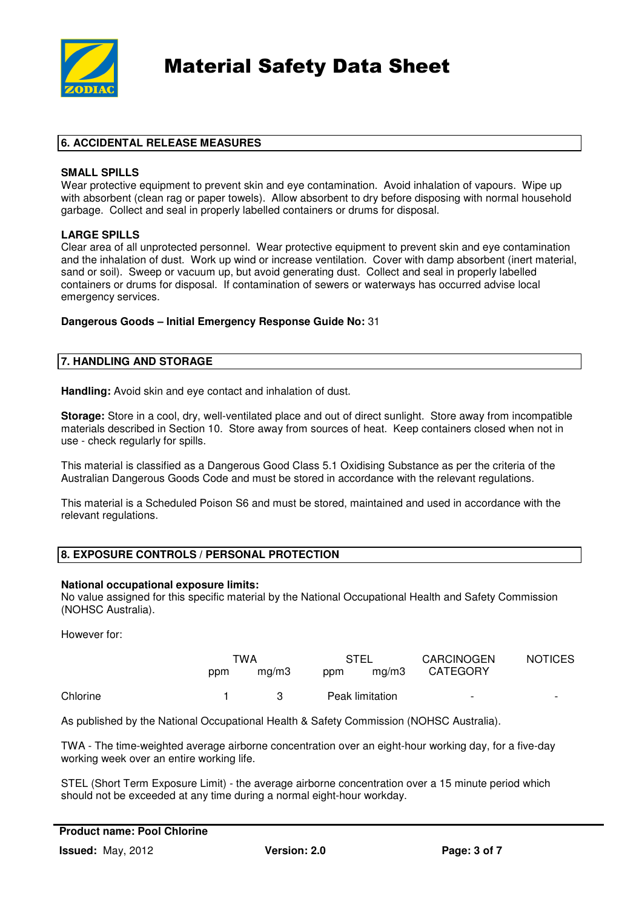# Material Safety Data Sheet

## 6. ACCIDENTAL RELEASE MEASURES

**SMALL SPILLS**

Wear protective equipment to prevent skin and eye contamination. Avoid inhalation of vapours. Wipe up with absorbent (clean rag or paper towels). Allow absorbent to dry before disposing with normal household garbage. Collect and seal in properly labelled containers or drums for disposal.

**LARGE SPILLS**

Clear area of all unprotected personnel. Wear protective equipment to prevent skin and eye contamination and the inhalation of dust. Work up wind or increase ventilation. Cover with damp absorbent (inert material, sand or soil). Sweep or vacuum up, but avoid generating dust. Collect and seal in properly labelled containers or drums for disposal. If contamination of sewers or waterways has occurred advise local emergency services.

**Dangerous Goods – Initial Emergency Response Guide No:** 31

## 7. HANDLING AND STORAGE

**Handling:** Avoid skin and eye contact and inhalation of dust.

**Storage:** Store in a cool, dry, well-ventilated place and out of direct sunlight. Store away from incompatible materials described in Section 10. Store away from sources of heat. Keep containers closed when not in use - check regularly for spills.

This material is classified as a Dangerous Good Class 5.1 Oxidising Substance as per the criteria of the Australian Dangerous Goods Code and must be stored in accordance with the relevant regulations.

This material is a Scheduled Poison S6 and must be stored, maintained and used in accordance with the relevant regulations.

## 8. EXPOSURE CONTROLS / PERSONAL PROTECTION

**National occupational exposure limits:**

No value assigned for this specific material by the National Occupational Health and Safety Commission (NOHSC Australia).

However for:

| | TWA | | STEL | | CARCINOGEN CATEGORY | NOTICES |
|---|---|---|---|---|---|---|
| | ppm | mg/m3 | ppm | mg/m3 | | |
| Chlorine | 1 | 3 | Peak limitation | | - | - |

As published by the National Occupational Health & Safety Commission (NOHSC Australia).

TWA - The time-weighted average airborne concentration over an eight-hour working day, for a five-day working week over an entire working life.

STEL (Short Term Exposure Limit) - the average airborne concentration over a 15 minute period which should not be exceeded at any time during a normal eight-hour workday.

**Product name: Pool Chlorine**

**Issued:** May, 2012 **Version: 2.0**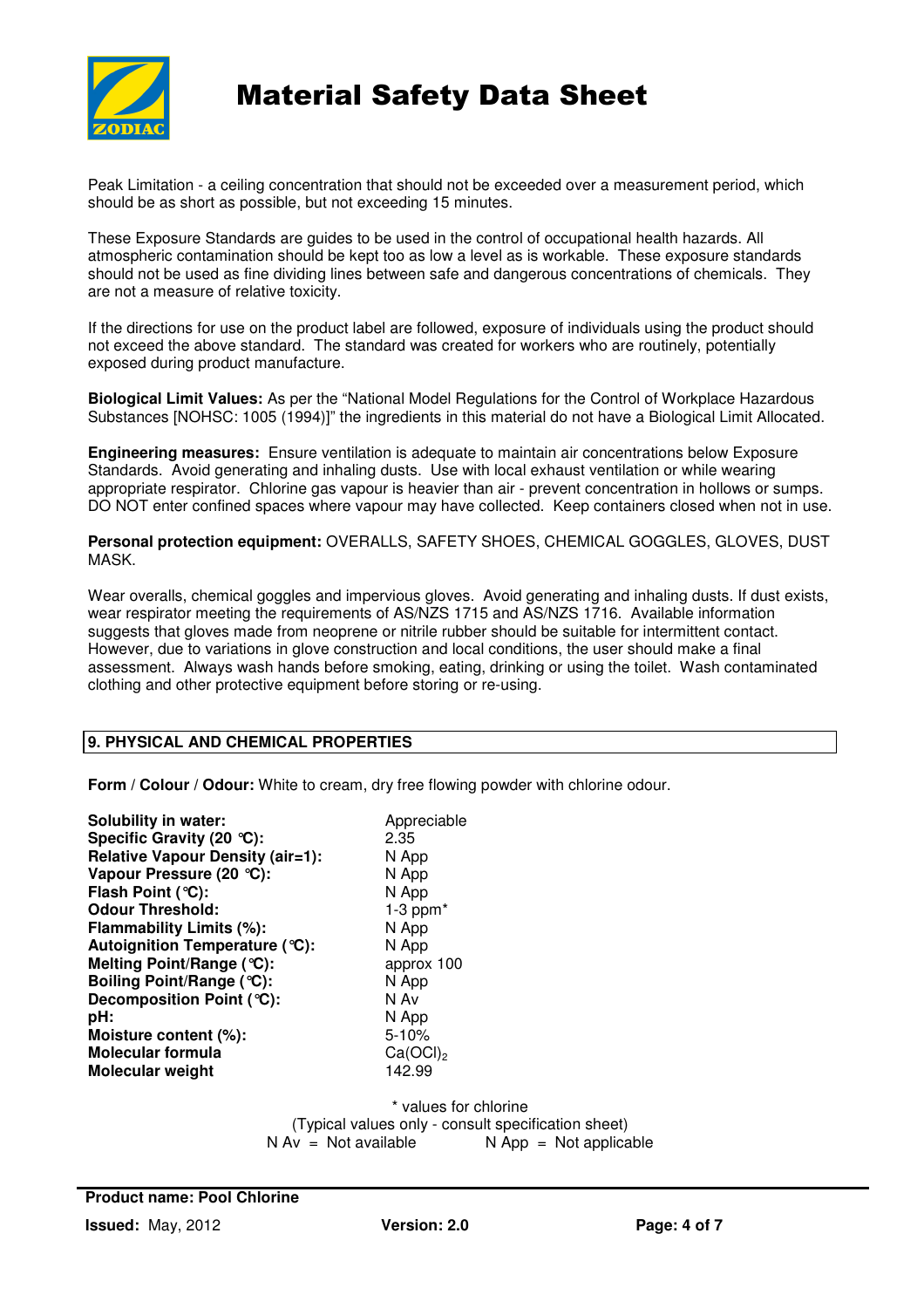Peak Limitation - a ceiling concentration that should not be exceeded over a measurement period, which should be as short as possible, but not exceeding 15 minutes.

These Exposure Standards are guides to be used in the control of occupational health hazards. All atmospheric contamination should be kept too as low a level as is workable. These exposure standards should not be used as fine dividing lines between safe and dangerous concentrations of chemicals. They are not a measure of relative toxicity.

If the directions for use on the product label are followed, exposure of individuals using the product should not exceed the above standard. The standard was created for workers who are routinely, potentially exposed during product manufacture.

**Biological Limit Values:** As per the "National Model Regulations for the Control of Workplace Hazardous Substances [NOHSC: 1005 (1994)]" the ingredients in this material do not have a Biological Limit Allocated.

**Engineering measures:** Ensure ventilation is adequate to maintain air concentrations below Exposure Standards. Avoid generating and inhaling dusts. Use with local exhaust ventilation or while wearing appropriate respirator. Chlorine gas vapour is heavier than air - prevent concentration in hollows or sumps. DO NOT enter confined spaces where vapour may have collected. Keep containers closed when not in use.

**Personal protection equipment:** OVERALLS, SAFETY SHOES, CHEMICAL GOGGLES, GLOVES, DUST MASK.

Wear overalls, chemical goggles and impervious gloves. Avoid generating and inhaling dusts. If dust exists, wear respirator meeting the requirements of AS/NZS 1715 and AS/NZS 1716. Available information suggests that gloves made from neoprene or nitrile rubber should be suitable for intermittent contact. However, due to variations in glove construction and local conditions, the user should make a final assessment. Always wash hands before smoking, eating, drinking or using the toilet. Wash contaminated clothing and other protective equipment before storing or re-using.

## 9. PHYSICAL AND CHEMICAL PROPERTIES

**Form / Colour / Odour:** White to cream, dry free flowing powder with chlorine odour.

| | |
|---|---|
| **Solubility in water:** | Appreciable |
| **Specific Gravity (20 °C):** | 2.35 |
| **Relative Vapour Density (air=1):** | N App |
| **Vapour Pressure (20 °C):** | N App |
| **Flash Point (°C):** | N App |
| **Odour Threshold:** | 1-3 ppm* |
| **Flammability Limits (%):** | N App |
| **Autoignition Temperature (°C):** | N App |
| **Melting Point/Range (°C):** | approx 100 |
| **Boiling Point/Range (°C):** | N App |
| **Decomposition Point (°C):** | N Av |
| **pH:** | N App |
| **Moisture content (%):** | 5-10% |
| **Molecular formula** | $Ca(OCl)_2$ |
| **Molecular weight** | 142.99 |

\* values for chlorine

(Typical values only - consult specification sheet)

N Av = Not available N App = Not applicable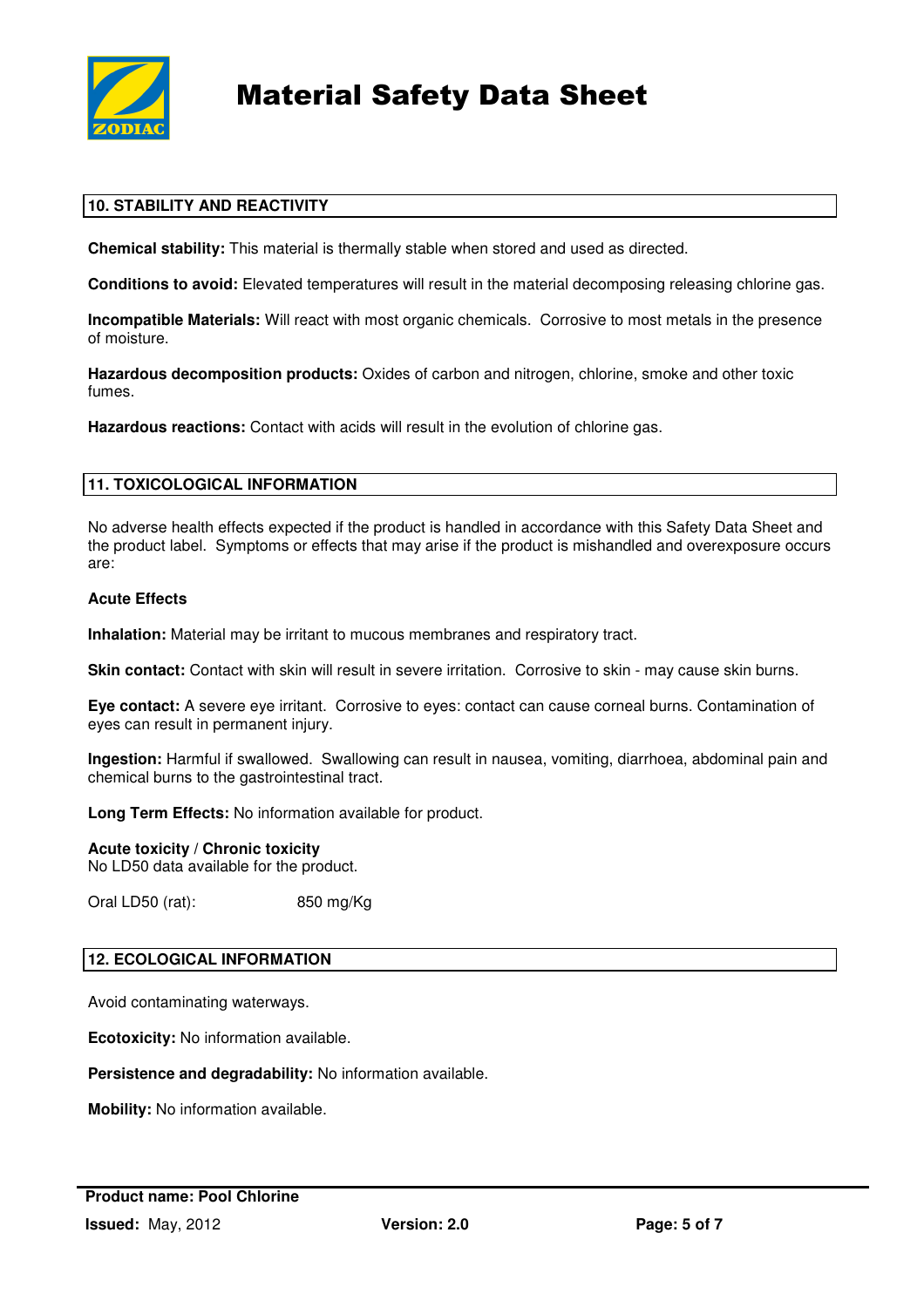## 10. STABILITY AND REACTIVITY

**Chemical stability:** This material is thermally stable when stored and used as directed.

**Conditions to avoid:** Elevated temperatures will result in the material decomposing releasing chlorine gas.

**Incompatible Materials:** Will react with most organic chemicals. Corrosive to most metals in the presence of moisture.

**Hazardous decomposition products:** Oxides of carbon and nitrogen, chlorine, smoke and other toxic fumes.

**Hazardous reactions:** Contact with acids will result in the evolution of chlorine gas.

## 11. TOXICOLOGICAL INFORMATION

No adverse health effects expected if the product is handled in accordance with this Safety Data Sheet and the product label. Symptoms or effects that may arise if the product is mishandled and overexposure occurs are:

**Acute Effects**

**Inhalation:** Material may be irritant to mucous membranes and respiratory tract.

**Skin contact:** Contact with skin will result in severe irritation. Corrosive to skin - may cause skin burns.

**Eye contact:** A severe eye irritant. Corrosive to eyes: contact can cause corneal burns. Contamination of eyes can result in permanent injury.

**Ingestion:** Harmful if swallowed. Swallowing can result in nausea, vomiting, diarrhoea, abdominal pain and chemical burns to the gastrointestinal tract.

**Long Term Effects:** No information available for product.

**Acute toxicity / Chronic toxicity**
No LD50 data available for the product.

Oral LD50 (rat): 850 mg/Kg

## 12. ECOLOGICAL INFORMATION

Avoid contaminating waterways.

**Ecotoxicity:** No information available.

**Persistence and degradability:** No information available.

**Mobility:** No information available.

**Product name: Pool Chlorine**
**Issued:** May, 2012 **Version: 2.0**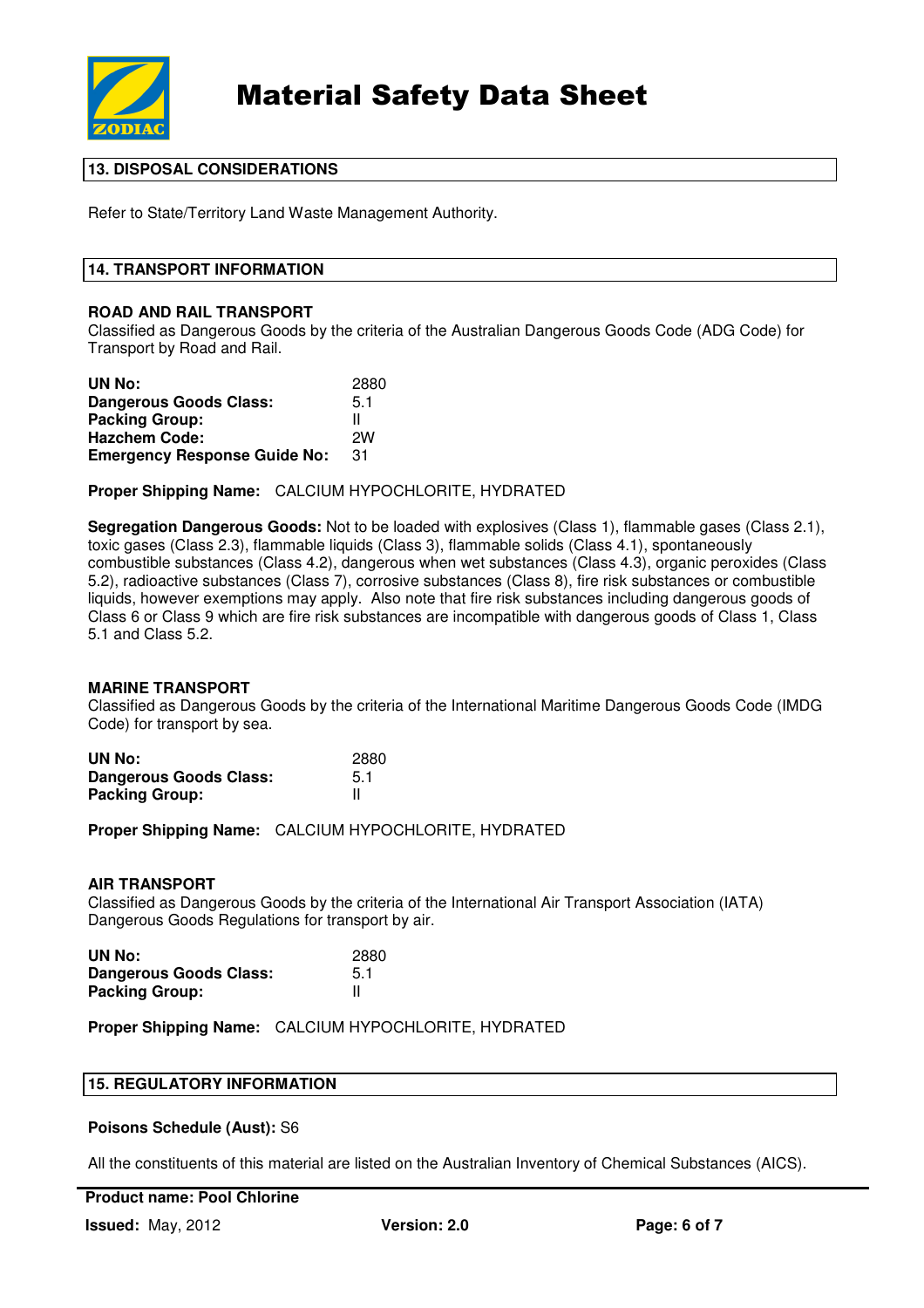## 13. DISPOSAL CONSIDERATIONS

Refer to State/Territory Land Waste Management Authority.

## 14. TRANSPORT INFORMATION

### ROAD AND RAIL TRANSPORT

Classified as Dangerous Goods by the criteria of the Australian Dangerous Goods Code (ADG Code) for Transport by Road and Rail.

| | |
|---|---|
| **UN No:** | 2880 |
| **Dangerous Goods Class:** | 5.1 |
| **Packing Group:** | II |
| **Hazchem Code:** | 2W |
| **Emergency Response Guide No:** | 31 |

**Proper Shipping Name:** CALCIUM HYPOCHLORITE, HYDRATED

**Segregation Dangerous Goods:** Not to be loaded with explosives (Class 1), flammable gases (Class 2.1), toxic gases (Class 2.3), flammable liquids (Class 3), flammable solids (Class 4.1), spontaneously combustible substances (Class 4.2), dangerous when wet substances (Class 4.3), organic peroxides (Class 5.2), radioactive substances (Class 7), corrosive substances (Class 8), fire risk substances or combustible liquids, however exemptions may apply. Also note that fire risk substances including dangerous goods of Class 6 or Class 9 which are fire risk substances are incompatible with dangerous goods of Class 1, Class 5.1 and Class 5.2.

### MARINE TRANSPORT

Classified as Dangerous Goods by the criteria of the International Maritime Dangerous Goods Code (IMDG Code) for transport by sea.

| | |
|---|---|
| **UN No:** | 2880 |
| **Dangerous Goods Class:** | 5.1 |
| **Packing Group:** | II |

**Proper Shipping Name:** CALCIUM HYPOCHLORITE, HYDRATED

### AIR TRANSPORT

Classified as Dangerous Goods by the criteria of the International Air Transport Association (IATA) Dangerous Goods Regulations for transport by air.

| | |
|---|---|
| **UN No:** | 2880 |
| **Dangerous Goods Class:** | 5.1 |
| **Packing Group:** | II |

**Proper Shipping Name:** CALCIUM HYPOCHLORITE, HYDRATED

## 15. REGULATORY INFORMATION

**Poisons Schedule (Aust):** S6

All the constituents of this material are listed on the Australian Inventory of Chemical Substances (AICS).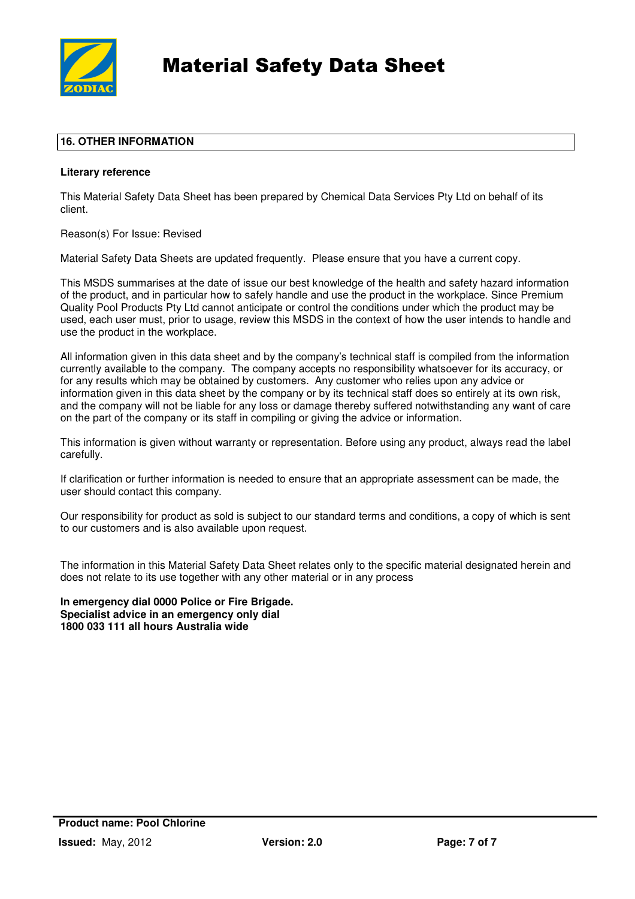## 16. OTHER INFORMATION

**Literary reference**

This Material Safety Data Sheet has been prepared by Chemical Data Services Pty Ltd on behalf of its client.

Reason(s) For Issue: Revised

Material Safety Data Sheets are updated frequently. Please ensure that you have a current copy.

This MSDS summarises at the date of issue our best knowledge of the health and safety hazard information of the product, and in particular how to safely handle and use the product in the workplace. Since Premium Quality Pool Products Pty Ltd cannot anticipate or control the conditions under which the product may be used, each user must, prior to usage, review this MSDS in the context of how the user intends to handle and use the product in the workplace.

All information given in this data sheet and by the company's technical staff is compiled from the information currently available to the company. The company accepts no responsibility whatsoever for its accuracy, or for any results which may be obtained by customers. Any customer who relies upon any advice or information given in this data sheet by the company or by its technical staff does so entirely at its own risk, and the company will not be liable for any loss or damage thereby suffered notwithstanding any want of care on the part of the company or its staff in compiling or giving the advice or information.

This information is given without warranty or representation. Before using any product, always read the label carefully.

If clarification or further information is needed to ensure that an appropriate assessment can be made, the user should contact this company.

Our responsibility for product as sold is subject to our standard terms and conditions, a copy of which is sent to our customers and is also available upon request.

The information in this Material Safety Data Sheet relates only to the specific material designated herein and does not relate to its use together with any other material or in any process

**In emergency dial 0000 Police or Fire Brigade.**
**Specialist advice in an emergency only dial**
**1800 033 111 all hours Australia wide**